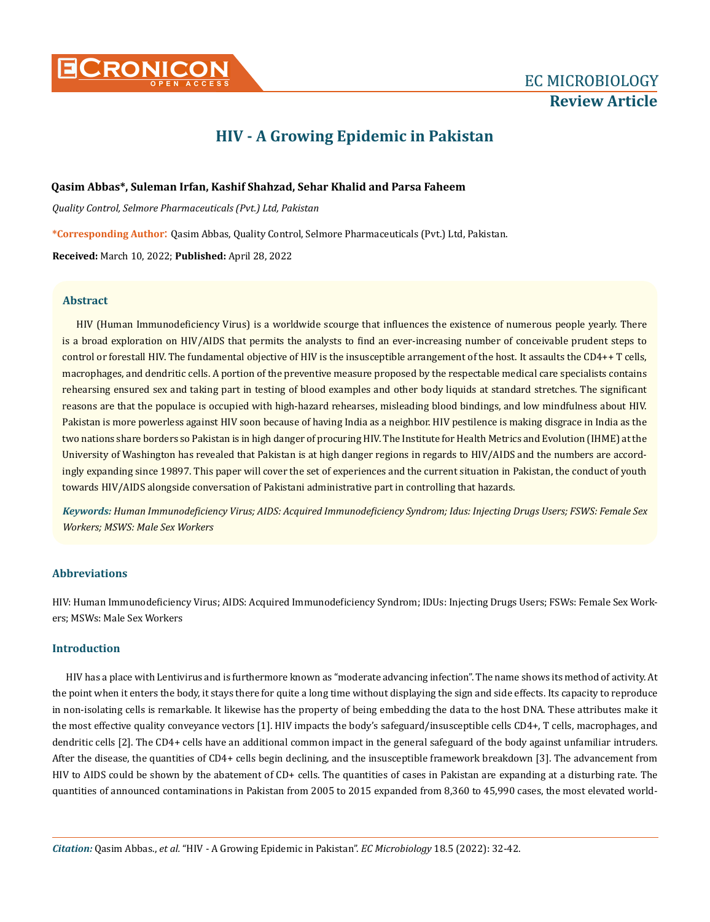# HIV - A Growing Epidemic in Pakistan

**Qasim Abbas\*, Suleman Irfan, Kashif Shahzad, Sehar Khalid and Parsa Faheem**

*Quality Control, Selmore Pharmaceuticals (Pvt.) Ltd, Pakistan*

**\*Corresponding Author:** Qasim Abbas, Quality Control, Selmore Pharmaceuticals (Pvt.) Ltd, Pakistan.

**Received:** March 10, 2022; **Published:** April 28, 2022

## Abstract

HIV (Human Immunodeficiency Virus) is a worldwide scourge that influences the existence of numerous people yearly. There is a broad exploration on HIV/AIDS that permits the analysts to find an ever-increasing number of conceivable prudent steps to control or forestall HIV. The fundamental objective of HIV is the insusceptible arrangement of the host. It assaults the CD4++ T cells, macrophages, and dendritic cells. A portion of the preventive measure proposed by the respectable medical care specialists contains rehearsing ensured sex and taking part in testing of blood examples and other body liquids at standard stretches. The significant reasons are that the populace is occupied with high-hazard rehearses, misleading blood bindings, and low mindfulness about HIV. Pakistan is more powerless against HIV soon because of having India as a neighbor. HIV pestilence is making disgrace in India as the two nations share borders so Pakistan is in high danger of procuring HIV. The Institute for Health Metrics and Evolution (IHME) at the University of Washington has revealed that Pakistan is at high danger regions in regards to HIV/AIDS and the numbers are accordingly expanding since 19897. This paper will cover the set of experiences and the current situation in Pakistan, the conduct of youth towards HIV/AIDS alongside conversation of Pakistani administrative part in controlling that hazards.

***Keywords:*** *Human Immunodeficiency Virus; AIDS: Acquired Immunodeficiency Syndrom; Idus: Injecting Drugs Users; FSWS: Female Sex Workers; MSWS: Male Sex Workers*

## Abbreviations

HIV: Human Immunodeficiency Virus; AIDS: Acquired Immunodeficiency Syndrom; IDUs: Injecting Drugs Users; FSWs: Female Sex Workers; MSWs: Male Sex Workers

## Introduction

HIV has a place with Lentivirus and is furthermore known as "moderate advancing infection". The name shows its method of activity. At the point when it enters the body, it stays there for quite a long time without displaying the sign and side effects. Its capacity to reproduce in non-isolating cells is remarkable. It likewise has the property of being embedding the data to the host DNA. These attributes make it the most effective quality conveyance vectors [1]. HIV impacts the body's safeguard/insusceptible cells CD4+, T cells, macrophages, and dendritic cells [2]. The CD4+ cells have an additional common impact in the general safeguard of the body against unfamiliar intruders. After the disease, the quantities of CD4+ cells begin declining, and the insusceptible framework breakdown [3]. The advancement from HIV to AIDS could be shown by the abatement of CD+ cells. The quantities of cases in Pakistan are expanding at a disturbing rate. The quantities of announced contaminations in Pakistan from 2005 to 2015 expanded from 8,360 to 45,990 cases, the most elevated world-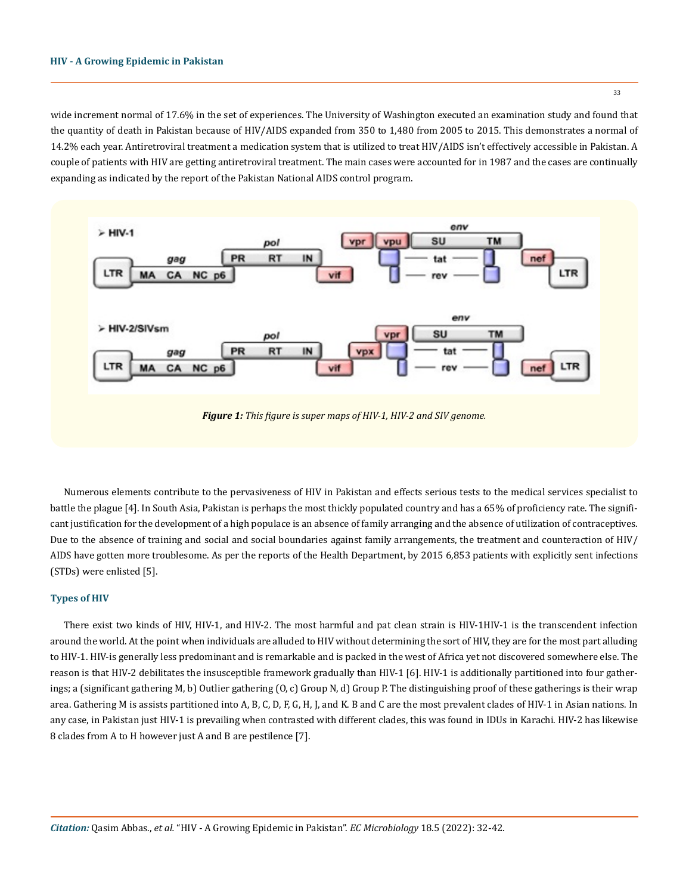wide increment normal of 17.6% in the set of experiences. The University of Washington executed an examination study and found that the quantity of death in Pakistan because of HIV/AIDS expanded from 350 to 1,480 from 2005 to 2015. This demonstrates a normal of 14.2% each year. Antiretroviral treatment a medication system that is utilized to treat HIV/AIDS isn't effectively accessible in Pakistan. A couple of patients with HIV are getting antiretroviral treatment. The main cases were accounted for in 1987 and the cases are continually expanding as indicated by the report of the Pakistan National AIDS control program.

***Figure 1:*** *This figure is super maps of HIV-1, HIV-2 and SIV genome.*

Numerous elements contribute to the pervasiveness of HIV in Pakistan and effects serious tests to the medical services specialist to battle the plague [4]. In South Asia, Pakistan is perhaps the most thickly populated country and has a 65% of proficiency rate. The significant justification for the development of a high populace is an absence of family arranging and the absence of utilization of contraceptives. Due to the absence of training and social and social boundaries against family arrangements, the treatment and counteraction of HIV/AIDS have gotten more troublesome. As per the reports of the Health Department, by 2015 6,853 patients with explicitly sent infections (STDs) were enlisted [5].

## Types of HIV

There exist two kinds of HIV, HIV-1, and HIV-2. The most harmful and pat clean strain is HIV-1HIV-1 is the transcendent infection around the world. At the point when individuals are alluded to HIV without determining the sort of HIV, they are for the most part alluding to HIV-1. HIV-is generally less predominant and is remarkable and is packed in the west of Africa yet not discovered somewhere else. The reason is that HIV-2 debilitates the insusceptible framework gradually than HIV-1 [6]. HIV-1 is additionally partitioned into four gatherings; a (significant gathering M, b) Outlier gathering (O, c) Group N, d) Group P. The distinguishing proof of these gatherings is their wrap area. Gathering M is assists partitioned into A, B, C, D, F, G, H, J, and K. B and C are the most prevalent clades of HIV-1 in Asian nations. In any case, in Pakistan just HIV-1 is prevailing when contrasted with different clades, this was found in IDUs in Karachi. HIV-2 has likewise 8 clades from A to H however just A and B are pestilence [7].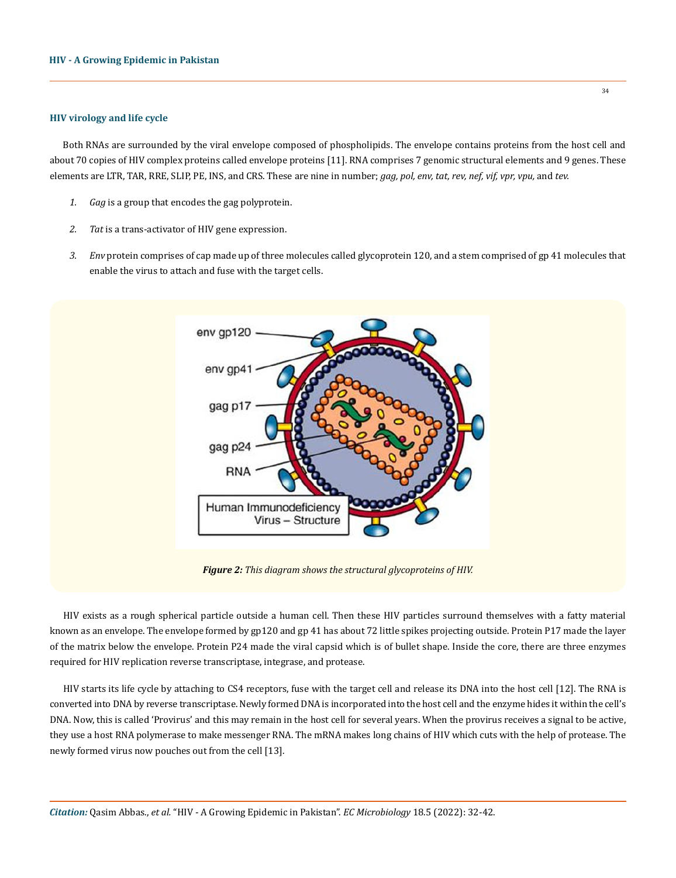### HIV virology and life cycle

Both RNAs are surrounded by the viral envelope composed of phospholipids. The envelope contains proteins from the host cell and about 70 copies of HIV complex proteins called envelope proteins [11]. RNA comprises 7 genomic structural elements and 9 genes. These elements are LTR, TAR, RRE, SLIP, PE, INS, and CRS. These are nine in number; *gag, pol, env, tat, rev, nef, vif, vpr, vpu,* and *tev.*

1. *Gag* is a group that encodes the gag polyprotein.
2. *Tat* is a trans-activator of HIV gene expression.
3. *Env* protein comprises of cap made up of three molecules called glycoprotein 120, and a stem comprised of gp 41 molecules that enable the virus to attach and fuse with the target cells.

***Figure 2:*** *This diagram shows the structural glycoproteins of HIV.*

HIV exists as a rough spherical particle outside a human cell. Then these HIV particles surround themselves with a fatty material known as an envelope. The envelope formed by gp120 and gp 41 has about 72 little spikes projecting outside. Protein P17 made the layer of the matrix below the envelope. Protein P24 made the viral capsid which is of bullet shape. Inside the core, there are three enzymes required for HIV replication reverse transcriptase, integrase, and protease.

HIV starts its life cycle by attaching to CS4 receptors, fuse with the target cell and release its DNA into the host cell [12]. The RNA is converted into DNA by reverse transcriptase. Newly formed DNA is incorporated into the host cell and the enzyme hides it within the cell's DNA. Now, this is called 'Provirus' and this may remain in the host cell for several years. When the provirus receives a signal to be active, they use a host RNA polymerase to make messenger RNA. The mRNA makes long chains of HIV which cuts with the help of protease. The newly formed virus now pouches out from the cell [13].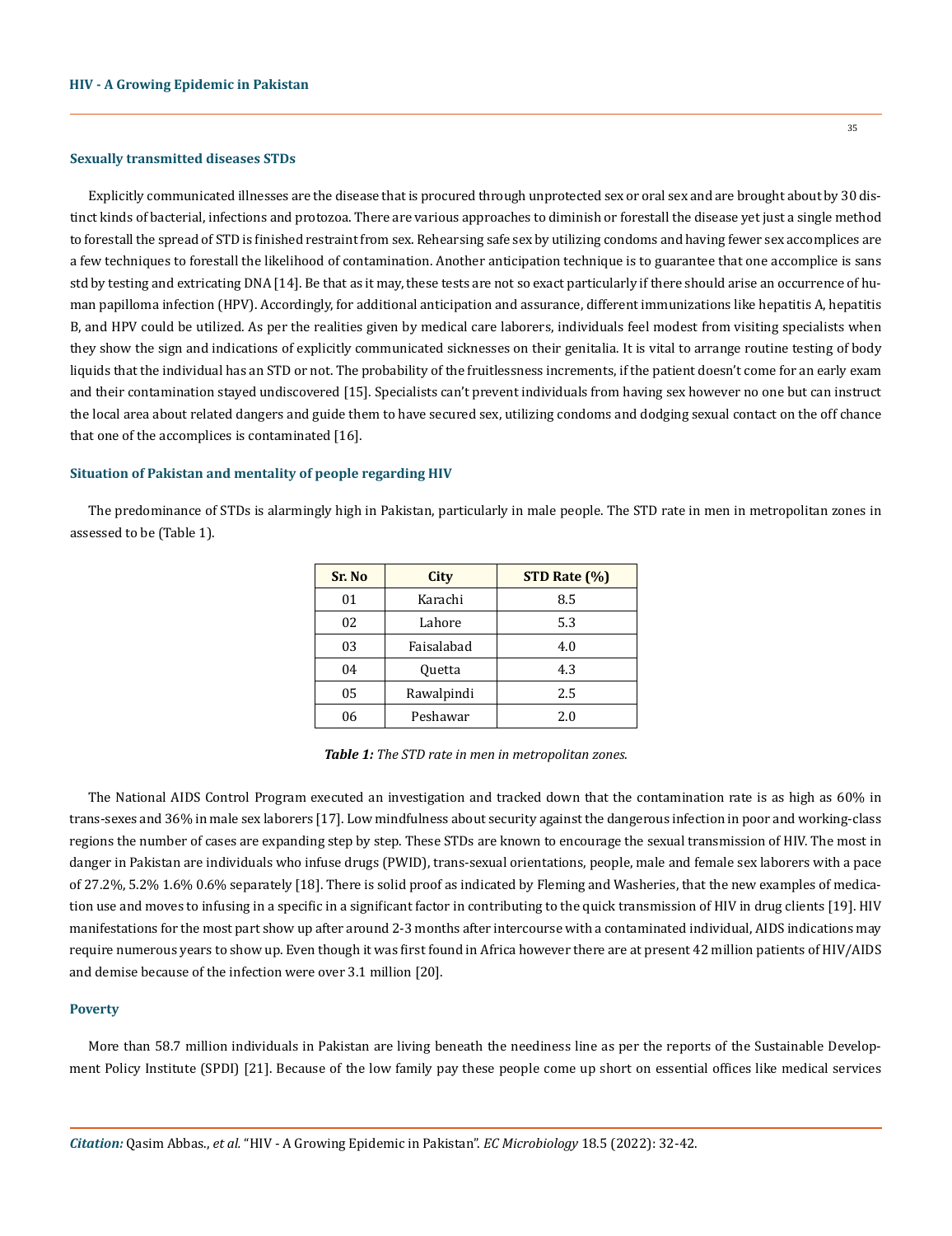### Sexually transmitted diseases STDs

Explicitly communicated illnesses are the disease that is procured through unprotected sex or oral sex and are brought about by 30 distinct kinds of bacterial, infections and protozoa. There are various approaches to diminish or forestall the disease yet just a single method to forestall the spread of STD is finished restraint from sex. Rehearsing safe sex by utilizing condoms and having fewer sex accomplices are a few techniques to forestall the likelihood of contamination. Another anticipation technique is to guarantee that one accomplice is sans std by testing and extricating DNA [14]. Be that as it may, these tests are not so exact particularly if there should arise an occurrence of human papilloma infection (HPV). Accordingly, for additional anticipation and assurance, different immunizations like hepatitis A, hepatitis B, and HPV could be utilized. As per the realities given by medical care laborers, individuals feel modest from visiting specialists when they show the sign and indications of explicitly communicated sicknesses on their genitalia. It is vital to arrange routine testing of body liquids that the individual has an STD or not. The probability of the fruitlessness increments, if the patient doesn't come for an early exam and their contamination stayed undiscovered [15]. Specialists can't prevent individuals from having sex however no one but can instruct the local area about related dangers and guide them to have secured sex, utilizing condoms and dodging sexual contact on the off chance that one of the accomplices is contaminated [16].

### Situation of Pakistan and mentality of people regarding HIV

The predominance of STDs is alarmingly high in Pakistan, particularly in male people. The STD rate in men in metropolitan zones in assessed to be (Table 1).

| Sr. No | City | STD Rate (%) |
|---|---|---|
| 01 | Karachi | 8.5 |
| 02 | Lahore | 5.3 |
| 03 | Faisalabad | 4.0 |
| 04 | Quetta | 4.3 |
| 05 | Rawalpindi | 2.5 |
| 06 | Peshawar | 2.0 |

***Table 1:*** *The STD rate in men in metropolitan zones.*

The National AIDS Control Program executed an investigation and tracked down that the contamination rate is as high as 60% in trans-sexes and 36% in male sex laborers [17]. Low mindfulness about security against the dangerous infection in poor and working-class regions the number of cases are expanding step by step. These STDs are known to encourage the sexual transmission of HIV. The most in danger in Pakistan are individuals who infuse drugs (PWID), trans-sexual orientations, people, male and female sex laborers with a pace of 27.2%, 5.2% 1.6% 0.6% separately [18]. There is solid proof as indicated by Fleming and Washeries, that the new examples of medication use and moves to infusing in a specific in a significant factor in contributing to the quick transmission of HIV in drug clients [19]. HIV manifestations for the most part show up after around 2-3 months after intercourse with a contaminated individual, AIDS indications may require numerous years to show up. Even though it was first found in Africa however there are at present 42 million patients of HIV/AIDS and demise because of the infection were over 3.1 million [20].

### Poverty

More than 58.7 million individuals in Pakistan are living beneath the neediness line as per the reports of the Sustainable Development Policy Institute (SPDI) [21]. Because of the low family pay these people come up short on essential offices like medical services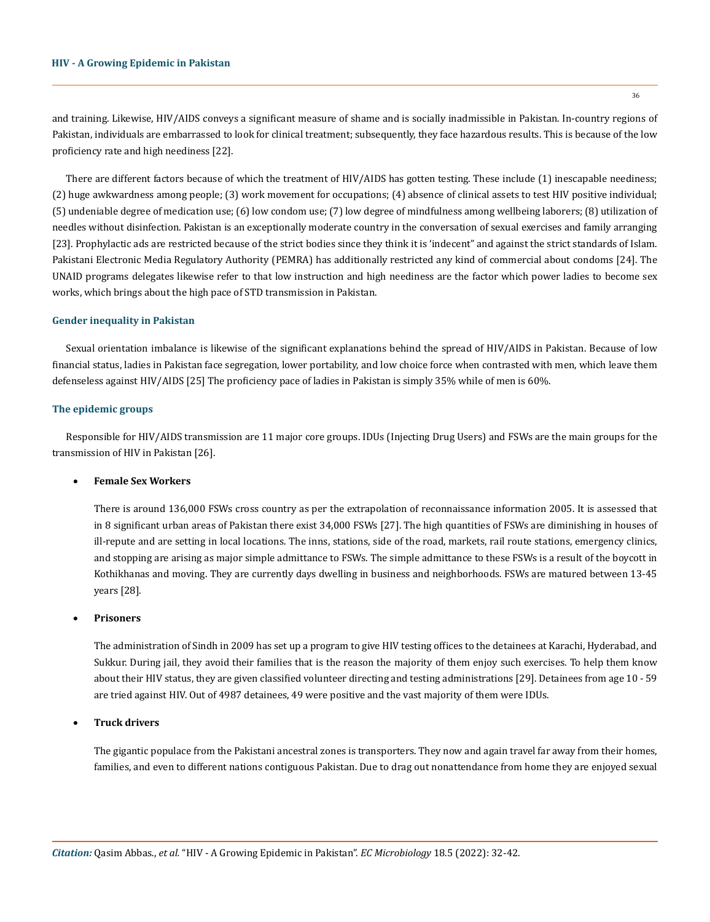and training. Likewise, HIV/AIDS conveys a significant measure of shame and is socially inadmissible in Pakistan. In-country regions of Pakistan, individuals are embarrassed to look for clinical treatment; subsequently, they face hazardous results. This is because of the low proficiency rate and high neediness [22].

There are different factors because of which the treatment of HIV/AIDS has gotten testing. These include (1) inescapable neediness; (2) huge awkwardness among people; (3) work movement for occupations; (4) absence of clinical assets to test HIV positive individual; (5) undeniable degree of medication use; (6) low condom use; (7) low degree of mindfulness among wellbeing laborers; (8) utilization of needles without disinfection. Pakistan is an exceptionally moderate country in the conversation of sexual exercises and family arranging [23]. Prophylactic ads are restricted because of the strict bodies since they think it is 'indecent" and against the strict standards of Islam. Pakistani Electronic Media Regulatory Authority (PEMRA) has additionally restricted any kind of commercial about condoms [24]. The UNAID programs delegates likewise refer to that low instruction and high neediness are the factor which power ladies to become sex works, which brings about the high pace of STD transmission in Pakistan.

### Gender inequality in Pakistan

Sexual orientation imbalance is likewise of the significant explanations behind the spread of HIV/AIDS in Pakistan. Because of low financial status, ladies in Pakistan face segregation, lower portability, and low choice force when contrasted with men, which leave them defenseless against HIV/AIDS [25] The proficiency pace of ladies in Pakistan is simply 35% while of men is 60%.

### The epidemic groups

Responsible for HIV/AIDS transmission are 11 major core groups. IDUs (Injecting Drug Users) and FSWs are the main groups for the transmission of HIV in Pakistan [26].

- **Female Sex Workers**

  There is around 136,000 FSWs cross country as per the extrapolation of reconnaissance information 2005. It is assessed that in 8 significant urban areas of Pakistan there exist 34,000 FSWs [27]. The high quantities of FSWs are diminishing in houses of ill-repute and are setting in local locations. The inns, stations, side of the road, markets, rail route stations, emergency clinics, and stopping are arising as major simple admittance to FSWs. The simple admittance to these FSWs is a result of the boycott in Kothikhanas and moving. They are currently days dwelling in business and neighborhoods. FSWs are matured between 13-45 years [28].

- **Prisoners**

  The administration of Sindh in 2009 has set up a program to give HIV testing offices to the detainees at Karachi, Hyderabad, and Sukkur. During jail, they avoid their families that is the reason the majority of them enjoy such exercises. To help them know about their HIV status, they are given classified volunteer directing and testing administrations [29]. Detainees from age 10 - 59 are tried against HIV. Out of 4987 detainees, 49 were positive and the vast majority of them were IDUs.

- **Truck drivers**

  The gigantic populace from the Pakistani ancestral zones is transporters. They now and again travel far away from their homes, families, and even to different nations contiguous Pakistan. Due to drag out nonattendance from home they are enjoyed sexual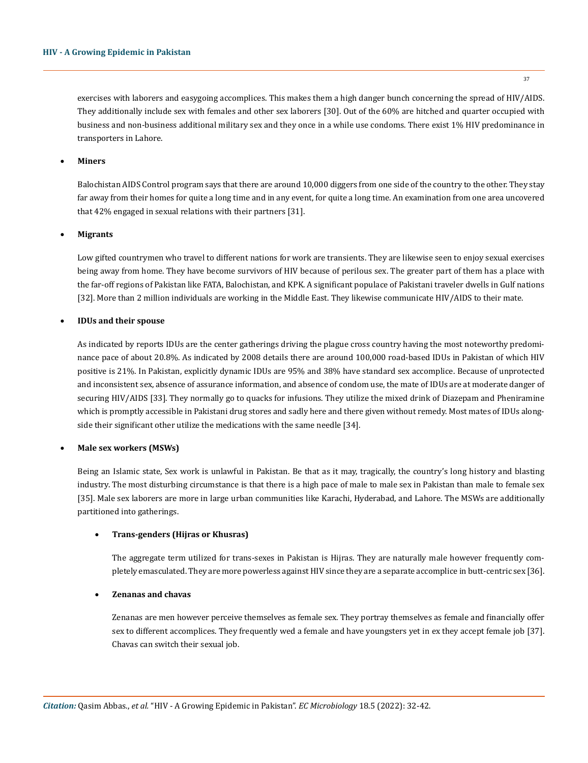exercises with laborers and easygoing accomplices. This makes them a high danger bunch concerning the spread of HIV/AIDS. They additionally include sex with females and other sex laborers [30]. Out of the 60% are hitched and quarter occupied with business and non-business additional military sex and they once in a while use condoms. There exist 1% HIV predominance in transporters in Lahore.

- **Miners**

Balochistan AIDS Control program says that there are around 10,000 diggers from one side of the country to the other. They stay far away from their homes for quite a long time and in any event, for quite a long time. An examination from one area uncovered that 42% engaged in sexual relations with their partners [31].

- **Migrants**

Low gifted countrymen who travel to different nations for work are transients. They are likewise seen to enjoy sexual exercises being away from home. They have become survivors of HIV because of perilous sex. The greater part of them has a place with the far-off regions of Pakistan like FATA, Balochistan, and KPK. A significant populace of Pakistani traveler dwells in Gulf nations [32]. More than 2 million individuals are working in the Middle East. They likewise communicate HIV/AIDS to their mate.

- **IDUs and their spouse**

As indicated by reports IDUs are the center gatherings driving the plague cross country having the most noteworthy predominance pace of about 20.8%. As indicated by 2008 details there are around 100,000 road-based IDUs in Pakistan of which HIV positive is 21%. In Pakistan, explicitly dynamic IDUs are 95% and 38% have standard sex accomplice. Because of unprotected and inconsistent sex, absence of assurance information, and absence of condom use, the mate of IDUs are at moderate danger of securing HIV/AIDS [33]. They normally go to quacks for infusions. They utilize the mixed drink of Diazepam and Pheniramine which is promptly accessible in Pakistani drug stores and sadly here and there given without remedy. Most mates of IDUs alongside their significant other utilize the medications with the same needle [34].

- **Male sex workers (MSWs)**

Being an Islamic state, Sex work is unlawful in Pakistan. Be that as it may, tragically, the country's long history and blasting industry. The most disturbing circumstance is that there is a high pace of male to male sex in Pakistan than male to female sex [35]. Male sex laborers are more in large urban communities like Karachi, Hyderabad, and Lahore. The MSWs are additionally partitioned into gatherings.

  - **Trans-genders (Hijras or Khusras)**

    The aggregate term utilized for trans-sexes in Pakistan is Hijras. They are naturally male however frequently completely emasculated. They are more powerless against HIV since they are a separate accomplice in butt-centric sex [36].

  - **Zenanas and chavas**

    Zenanas are men however perceive themselves as female sex. They portray themselves as female and financially offer sex to different accomplices. They frequently wed a female and have youngsters yet in ex they accept female job [37]. Chavas can switch their sexual job.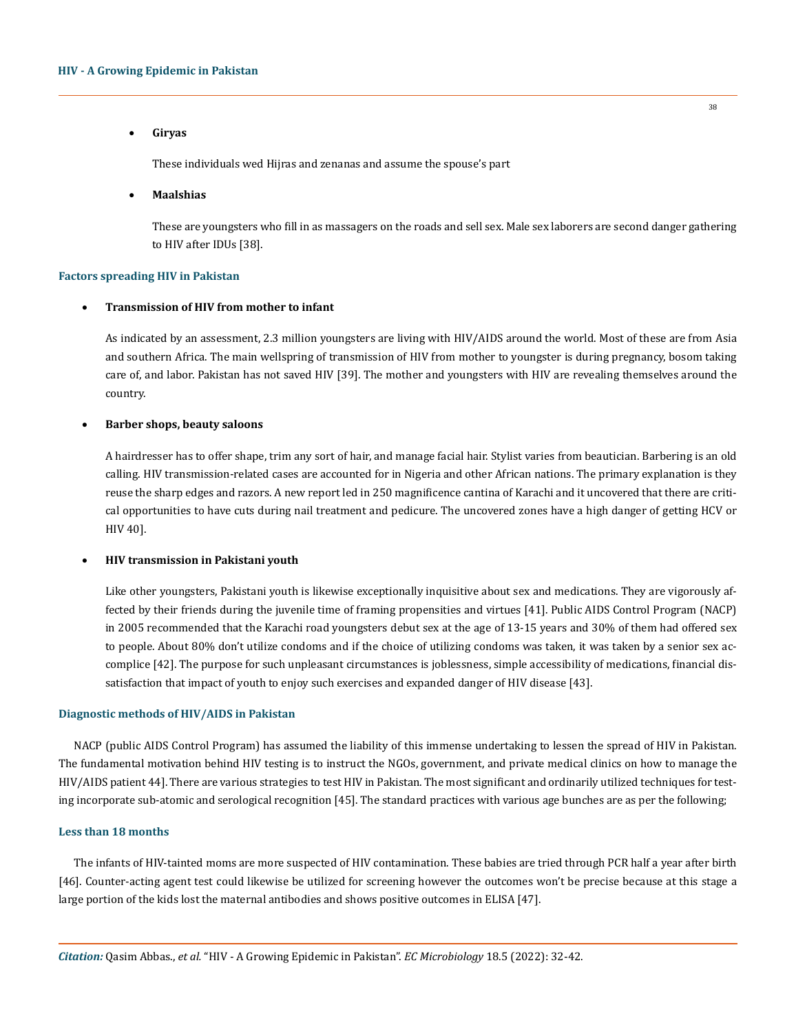- **Giryas**

  These individuals wed Hijras and zenanas and assume the spouse's part

- **Maalshias**

  These are youngsters who fill in as massagers on the roads and sell sex. Male sex laborers are second danger gathering to HIV after IDUs [38].

### Factors spreading HIV in Pakistan

- **Transmission of HIV from mother to infant**

  As indicated by an assessment, 2.3 million youngsters are living with HIV/AIDS around the world. Most of these are from Asia and southern Africa. The main wellspring of transmission of HIV from mother to youngster is during pregnancy, bosom taking care of, and labor. Pakistan has not saved HIV [39]. The mother and youngsters with HIV are revealing themselves around the country.

- **Barber shops, beauty saloons**

  A hairdresser has to offer shape, trim any sort of hair, and manage facial hair. Stylist varies from beautician. Barbering is an old calling. HIV transmission-related cases are accounted for in Nigeria and other African nations. The primary explanation is they reuse the sharp edges and razors. A new report led in 250 magnificence cantina of Karachi and it uncovered that there are critical opportunities to have cuts during nail treatment and pedicure. The uncovered zones have a high danger of getting HCV or HIV 40].

- **HIV transmission in Pakistani youth**

  Like other youngsters, Pakistani youth is likewise exceptionally inquisitive about sex and medications. They are vigorously affected by their friends during the juvenile time of framing propensities and virtues [41]. Public AIDS Control Program (NACP) in 2005 recommended that the Karachi road youngsters debut sex at the age of 13-15 years and 30% of them had offered sex to people. About 80% don't utilize condoms and if the choice of utilizing condoms was taken, it was taken by a senior sex accomplice [42]. The purpose for such unpleasant circumstances is joblessness, simple accessibility of medications, financial dissatisfaction that impact of youth to enjoy such exercises and expanded danger of HIV disease [43].

### Diagnostic methods of HIV/AIDS in Pakistan

NACP (public AIDS Control Program) has assumed the liability of this immense undertaking to lessen the spread of HIV in Pakistan. The fundamental motivation behind HIV testing is to instruct the NGOs, government, and private medical clinics on how to manage the HIV/AIDS patient 44]. There are various strategies to test HIV in Pakistan. The most significant and ordinarily utilized techniques for testing incorporate sub-atomic and serological recognition [45]. The standard practices with various age bunches are as per the following;

### Less than 18 months

The infants of HIV-tainted moms are more suspected of HIV contamination. These babies are tried through PCR half a year after birth [46]. Counter-acting agent test could likewise be utilized for screening however the outcomes won't be precise because at this stage a large portion of the kids lost the maternal antibodies and shows positive outcomes in ELISA [47].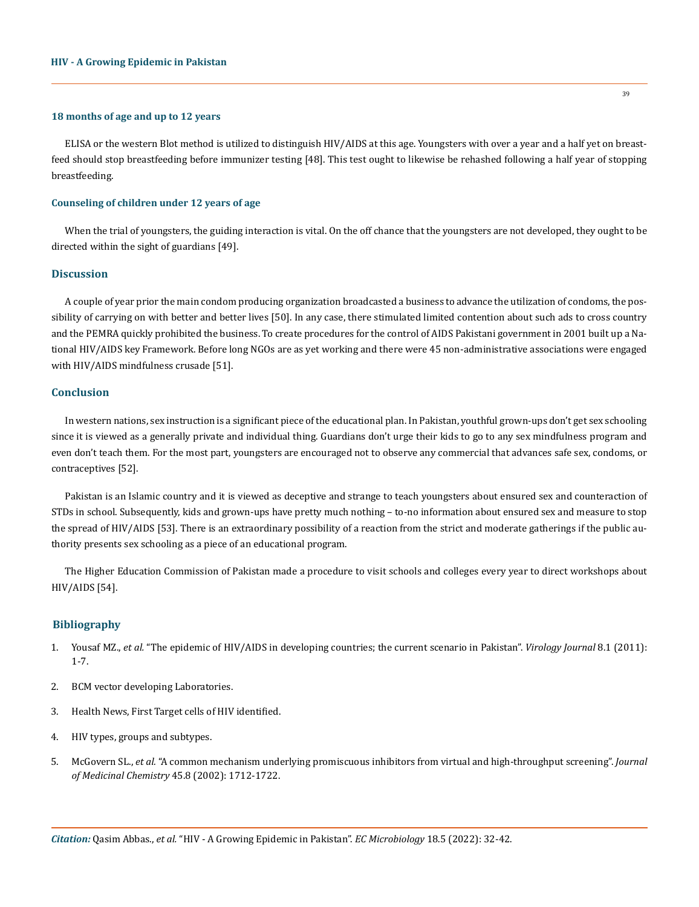### 18 months of age and up to 12 years

ELISA or the western Blot method is utilized to distinguish HIV/AIDS at this age. Youngsters with over a year and a half yet on breastfeed should stop breastfeeding before immunizer testing [48]. This test ought to likewise be rehashed following a half year of stopping breastfeeding.

### Counseling of children under 12 years of age

When the trial of youngsters, the guiding interaction is vital. On the off chance that the youngsters are not developed, they ought to be directed within the sight of guardians [49].

## Discussion

A couple of year prior the main condom producing organization broadcasted a business to advance the utilization of condoms, the possibility of carrying on with better and better lives [50]. In any case, there stimulated limited contention about such ads to cross country and the PEMRA quickly prohibited the business. To create procedures for the control of AIDS Pakistani government in 2001 built up a National HIV/AIDS key Framework. Before long NGOs are as yet working and there were 45 non-administrative associations were engaged with HIV/AIDS mindfulness crusade [51].

## Conclusion

In western nations, sex instruction is a significant piece of the educational plan. In Pakistan, youthful grown-ups don't get sex schooling since it is viewed as a generally private and individual thing. Guardians don't urge their kids to go to any sex mindfulness program and even don't teach them. For the most part, youngsters are encouraged not to observe any commercial that advances safe sex, condoms, or contraceptives [52].

Pakistan is an Islamic country and it is viewed as deceptive and strange to teach youngsters about ensured sex and counteraction of STDs in school. Subsequently, kids and grown-ups have pretty much nothing – to-no information about ensured sex and measure to stop the spread of HIV/AIDS [53]. There is an extraordinary possibility of a reaction from the strict and moderate gatherings if the public authority presents sex schooling as a piece of an educational program.

The Higher Education Commission of Pakistan made a procedure to visit schools and colleges every year to direct workshops about HIV/AIDS [54].

## Bibliography

1. Yousaf MZ., *et al.* "The epidemic of HIV/AIDS in developing countries; the current scenario in Pakistan". *Virology Journal* 8.1 (2011): 1-7.
2. BCM vector developing Laboratories.
3. Health News, First Target cells of HIV identified.
4. HIV types, groups and subtypes.
5. McGovern SL., *et al.* "A common mechanism underlying promiscuous inhibitors from virtual and high-throughput screening". *Journal of Medicinal Chemistry* 45.8 (2002): 1712-1722.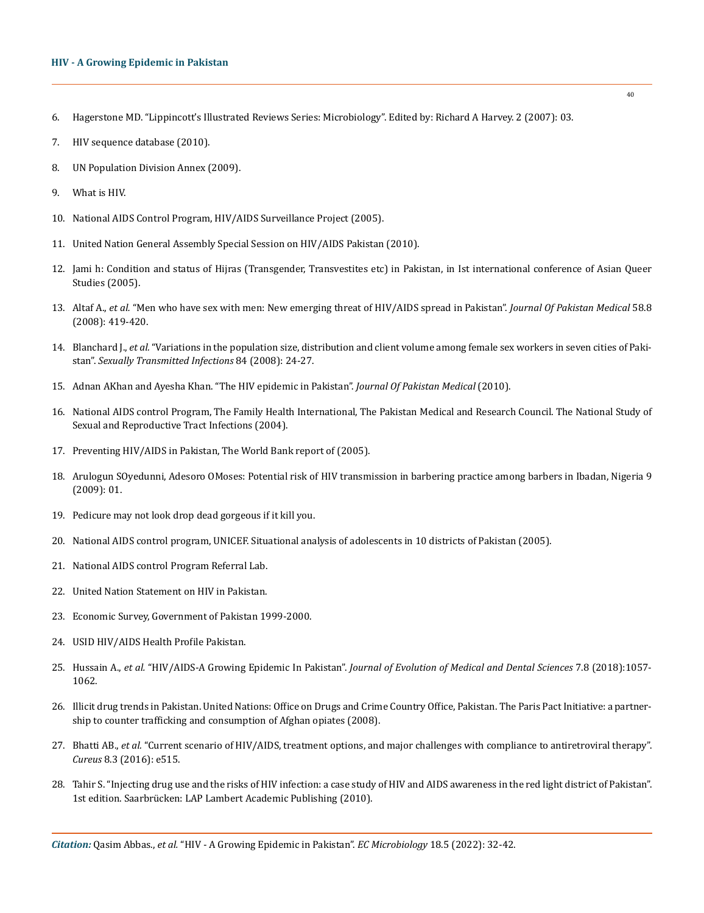6. Hagerstone MD. "Lippincott's Illustrated Reviews Series: Microbiology". Edited by: Richard A Harvey. 2 (2007): 03.

7. HIV sequence database (2010).

8. UN Population Division Annex (2009).

9. What is HIV.

10. National AIDS Control Program, HIV/AIDS Surveillance Project (2005).

11. United Nation General Assembly Special Session on HIV/AIDS Pakistan (2010).

12. Jami h: Condition and status of Hijras (Transgender, Transvestites etc) in Pakistan, in Ist international conference of Asian Queer Studies (2005).

13. Altaf A., *et al.* "Men who have sex with men: New emerging threat of HIV/AIDS spread in Pakistan". *Journal Of Pakistan Medical* 58.8 (2008): 419-420.

14. Blanchard J., *et al.* "Variations in the population size, distribution and client volume among female sex workers in seven cities of Pakistan". *Sexually Transmitted Infections* 84 (2008): 24-27.

15. Adnan AKhan and Ayesha Khan. "The HIV epidemic in Pakistan". *Journal Of Pakistan Medical* (2010).

16. National AIDS control Program, The Family Health International, The Pakistan Medical and Research Council. The National Study of Sexual and Reproductive Tract Infections (2004).

17. Preventing HIV/AIDS in Pakistan, The World Bank report of (2005).

18. Arulogun SOyedunni, Adesoro OMoses: Potential risk of HIV transmission in barbering practice among barbers in Ibadan, Nigeria 9 (2009): 01.

19. Pedicure may not look drop dead gorgeous if it kill you.

20. National AIDS control program, UNICEF. Situational analysis of adolescents in 10 districts of Pakistan (2005).

21. National AIDS control Program Referral Lab.

22. United Nation Statement on HIV in Pakistan.

23. Economic Survey, Government of Pakistan 1999-2000.

24. USID HIV/AIDS Health Profile Pakistan.

25. Hussain A., *et al.* "HIV/AIDS-A Growing Epidemic In Pakistan". *Journal of Evolution of Medical and Dental Sciences* 7.8 (2018):1057-1062.

26. Illicit drug trends in Pakistan. United Nations: Office on Drugs and Crime Country Office, Pakistan. The Paris Pact Initiative: a partnership to counter trafficking and consumption of Afghan opiates (2008).

27. Bhatti AB., *et al.* "Current scenario of HIV/AIDS, treatment options, and major challenges with compliance to antiretroviral therapy". *Cureus* 8.3 (2016): e515.

28. Tahir S. "Injecting drug use and the risks of HIV infection: a case study of HIV and AIDS awareness in the red light district of Pakistan". 1st edition. Saarbrücken: LAP Lambert Academic Publishing (2010).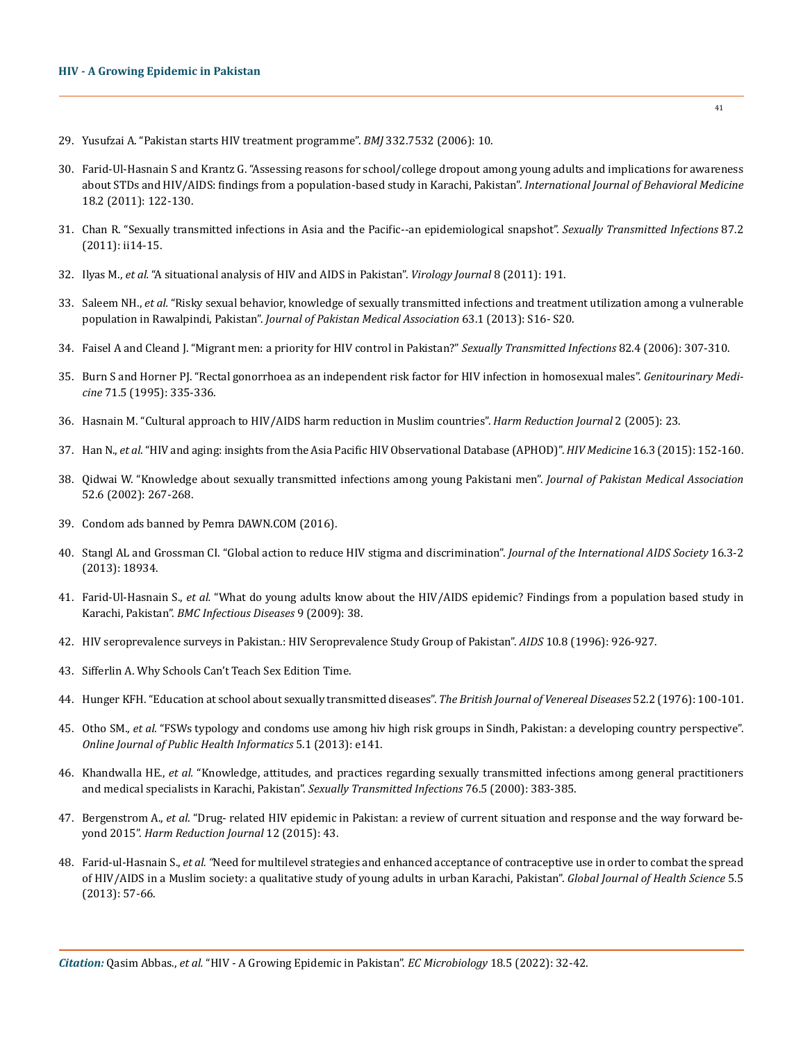29. Yusufzai A. "Pakistan starts HIV treatment programme". *BMJ* 332.7532 (2006): 10.
30. Farid-Ul-Hasnain S and Krantz G. "Assessing reasons for school/college dropout among young adults and implications for awareness about STDs and HIV/AIDS: findings from a population-based study in Karachi, Pakistan". *International Journal of Behavioral Medicine* 18.2 (2011): 122-130.
31. Chan R. "Sexually transmitted infections in Asia and the Pacific--an epidemiological snapshot". *Sexually Transmitted Infections* 87.2 (2011): ii14-15.
32. Ilyas M., *et al.* "A situational analysis of HIV and AIDS in Pakistan". *Virology Journal* 8 (2011): 191.
33. Saleem NH., *et al.* "Risky sexual behavior, knowledge of sexually transmitted infections and treatment utilization among a vulnerable population in Rawalpindi, Pakistan". *Journal of Pakistan Medical Association* 63.1 (2013): S16- S20.
34. Faisel A and Cleand J. "Migrant men: a priority for HIV control in Pakistan?" *Sexually Transmitted Infections* 82.4 (2006): 307-310.
35. Burn S and Horner PJ. "Rectal gonorrhoea as an independent risk factor for HIV infection in homosexual males". *Genitourinary Medicine* 71.5 (1995): 335-336.
36. Hasnain M. "Cultural approach to HIV/AIDS harm reduction in Muslim countries". *Harm Reduction Journal* 2 (2005): 23.
37. Han N., *et al*. "HIV and aging: insights from the Asia Pacific HIV Observational Database (APHOD)". *HIV Medicine* 16.3 (2015): 152-160.
38. Qidwai W. "Knowledge about sexually transmitted infections among young Pakistani men". *Journal of Pakistan Medical Association* 52.6 (2002): 267-268.
39. Condom ads banned by Pemra DAWN.COM (2016).
40. Stangl AL and Grossman CI. "Global action to reduce HIV stigma and discrimination". *Journal of the International AIDS Society* 16.3-2 (2013): 18934.
41. Farid-Ul-Hasnain S., *et al.* "What do young adults know about the HIV/AIDS epidemic? Findings from a population based study in Karachi, Pakistan". *BMC Infectious Diseases* 9 (2009): 38.
42. HIV seroprevalence surveys in Pakistan.: HIV Seroprevalence Study Group of Pakistan". *AIDS* 10.8 (1996): 926-927.
43. Sifferlin A. Why Schools Can't Teach Sex Edition Time.
44. Hunger KFH. "Education at school about sexually transmitted diseases". *The British Journal of Venereal Diseases* 52.2 (1976): 100-101.
45. Otho SM., *et al.* "FSWs typology and condoms use among hiv high risk groups in Sindh, Pakistan: a developing country perspective". *Online Journal of Public Health Informatics* 5.1 (2013): e141.
46. Khandwalla HE., *et al.* "Knowledge, attitudes, and practices regarding sexually transmitted infections among general practitioners and medical specialists in Karachi, Pakistan". *Sexually Transmitted Infections* 76.5 (2000): 383-385.
47. Bergenstrom A., *et al*. "Drug- related HIV epidemic in Pakistan: a review of current situation and response and the way forward beyond 2015". *Harm Reduction Journal* 12 (2015): 43.
48. Farid-ul-Hasnain S., *et al.* "Need for multilevel strategies and enhanced acceptance of contraceptive use in order to combat the spread of HIV/AIDS in a Muslim society: a qualitative study of young adults in urban Karachi, Pakistan". *Global Journal of Health Science* 5.5 (2013): 57-66.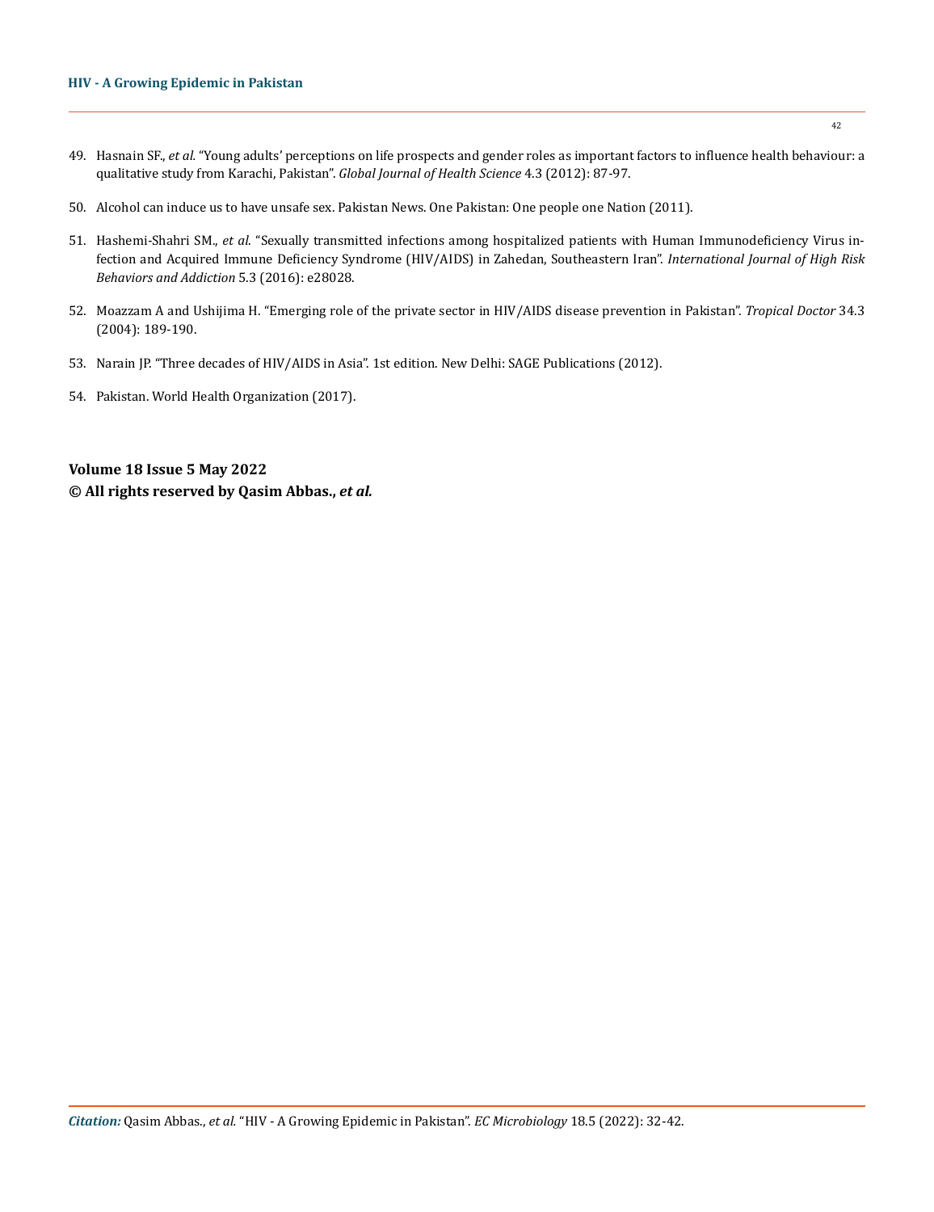49. Hasnain SF., *et al.* "Young adults' perceptions on life prospects and gender roles as important factors to influence health behaviour: a qualitative study from Karachi, Pakistan". *Global Journal of Health Science* 4.3 (2012): 87-97.

50. Alcohol can induce us to have unsafe sex. Pakistan News. One Pakistan: One people one Nation (2011).

51. Hashemi-Shahri SM., *et al.* "Sexually transmitted infections among hospitalized patients with Human Immunodeficiency Virus infection and Acquired Immune Deficiency Syndrome (HIV/AIDS) in Zahedan, Southeastern Iran". *International Journal of High Risk Behaviors and Addiction* 5.3 (2016): e28028.

52. Moazzam A and Ushijima H. "Emerging role of the private sector in HIV/AIDS disease prevention in Pakistan". *Tropical Doctor* 34.3 (2004): 189-190.

53. Narain JP. "Three decades of HIV/AIDS in Asia". 1st edition. New Delhi: SAGE Publications (2012).

54. Pakistan. World Health Organization (2017).

**Volume 18 Issue 5 May 2022**
**© All rights reserved by Qasim Abbas., *et al.***